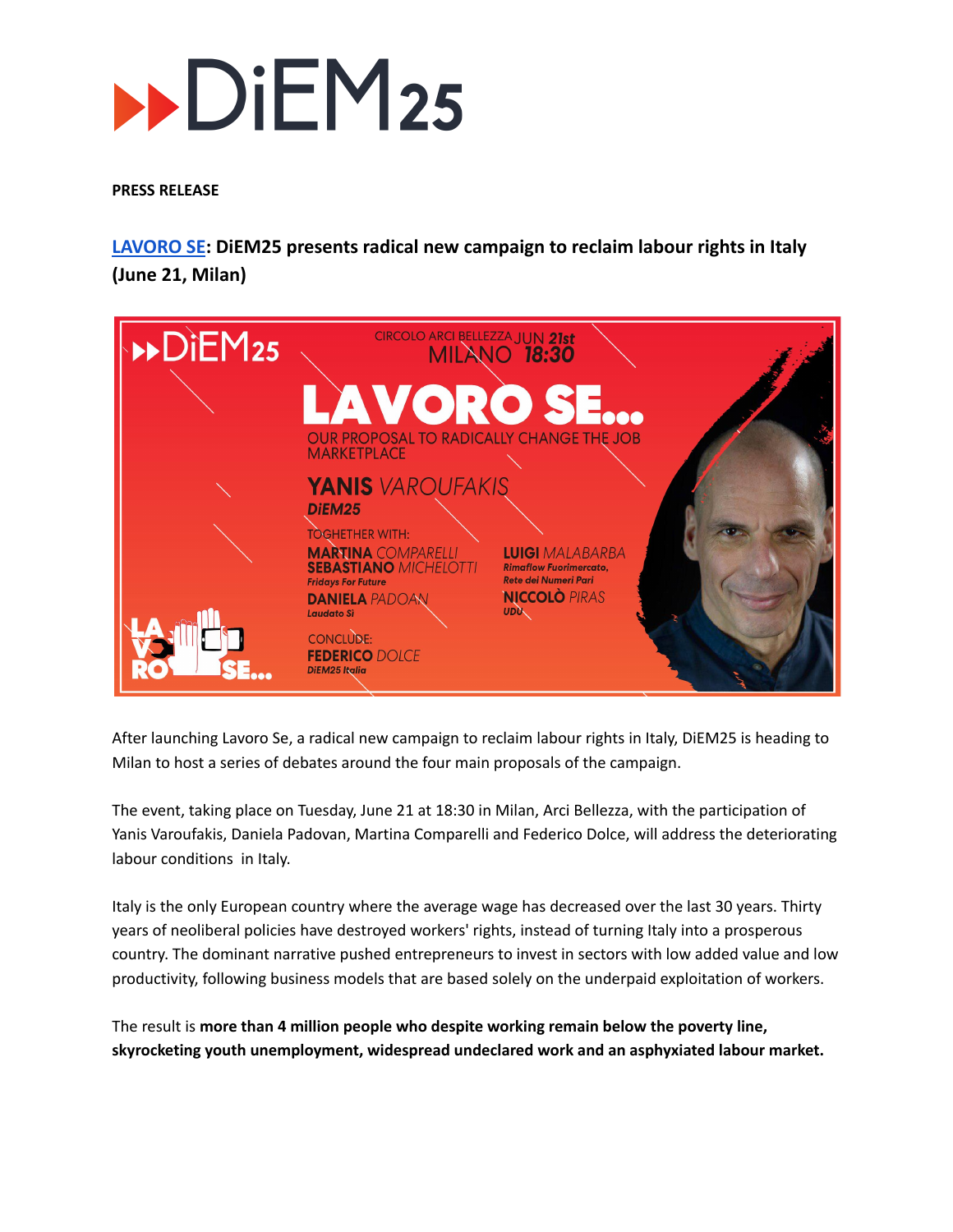**PRESS RELEASE**

## [LAVORO SE]: DiEM25 presents radical new campaign to reclaim labour rights in Italy (June 21, Milan)

After launching Lavoro Se, a radical new campaign to reclaim labour rights in Italy, DiEM25 is heading to Milan to host a series of debates around the four main proposals of the campaign.

The event, taking place on Tuesday, June 21 at 18:30 in Milan, Arci Bellezza, with the participation of Yanis Varoufakis, Daniela Padovan, Martina Comparelli and Federico Dolce, will address the deteriorating labour conditions in Italy.

Italy is the only European country where the average wage has decreased over the last 30 years. Thirty years of neoliberal policies have destroyed workers' rights, instead of turning Italy into a prosperous country. The dominant narrative pushed entrepreneurs to invest in sectors with low added value and low productivity, following business models that are based solely on the underpaid exploitation of workers.

The result is **more than 4 million people who despite working remain below the poverty line, skyrocketing youth unemployment, widespread undeclared work and an asphyxiated labour market.**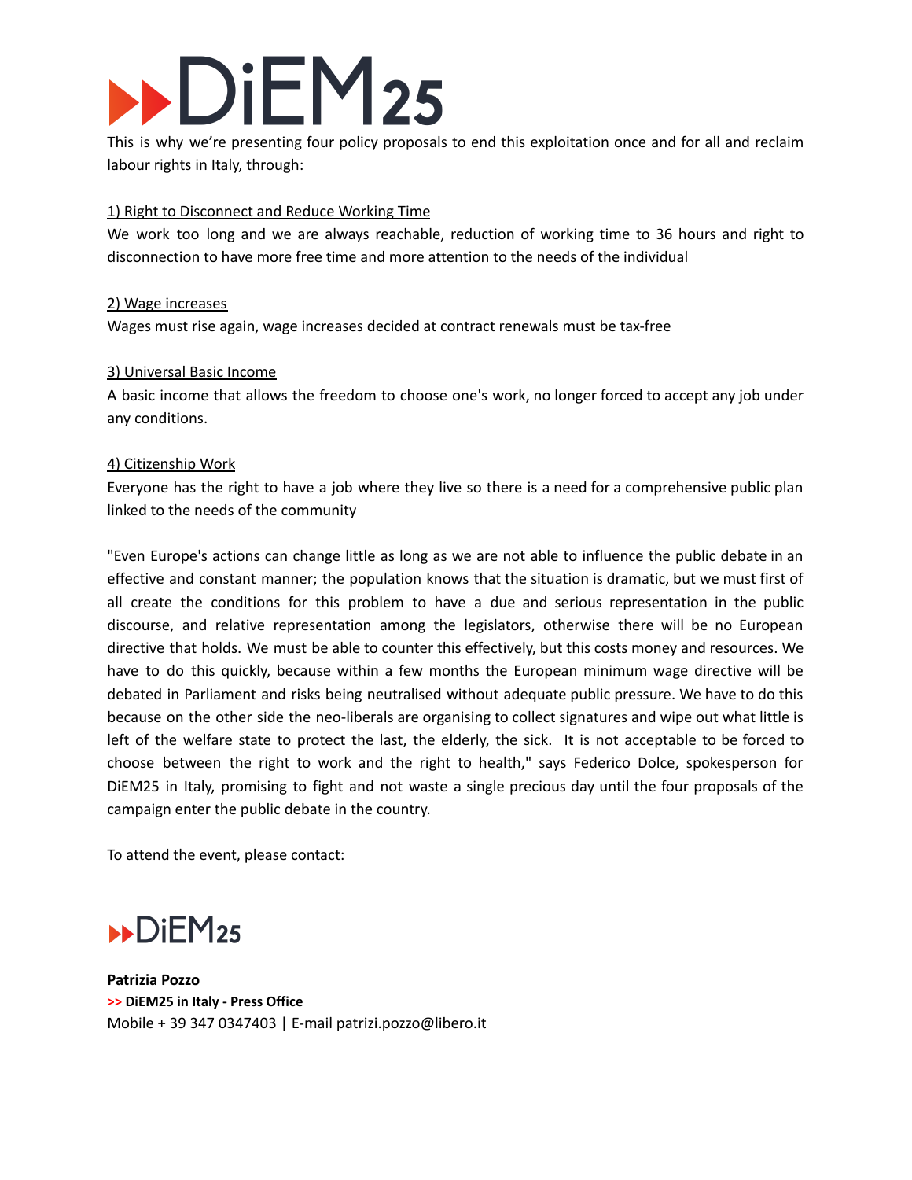This is why we're presenting four policy proposals to end this exploitation once and for all and reclaim labour rights in Italy, through:

1) Right to Disconnect and Reduce Working Time

We work too long and we are always reachable, reduction of working time to 36 hours and right to disconnection to have more free time and more attention to the needs of the individual

2) Wage increases

Wages must rise again, wage increases decided at contract renewals must be tax-free

3) Universal Basic Income

A basic income that allows the freedom to choose one's work, no longer forced to accept any job under any conditions.

4) Citizenship Work

Everyone has the right to have a job where they live so there is a need for a comprehensive public plan linked to the needs of the community

"Even Europe's actions can change little as long as we are not able to influence the public debate in an effective and constant manner; the population knows that the situation is dramatic, but we must first of all create the conditions for this problem to have a due and serious representation in the public discourse, and relative representation among the legislators, otherwise there will be no European directive that holds. We must be able to counter this effectively, but this costs money and resources. We have to do this quickly, because within a few months the European minimum wage directive will be debated in Parliament and risks being neutralised without adequate public pressure. We have to do this because on the other side the neo-liberals are organising to collect signatures and wipe out what little is left of the welfare state to protect the last, the elderly, the sick. It is not acceptable to be forced to choose between the right to work and the right to health," says Federico Dolce, spokesperson for DiEM25 in Italy, promising to fight and not waste a single precious day until the four proposals of the campaign enter the public debate in the country.

To attend the event, please contact:

**Patrizia Pozzo**
**>> DiEM25 in Italy - Press Office**
Mobile + 39 347 0347403 | E-mail patrizi.pozzo@libero.it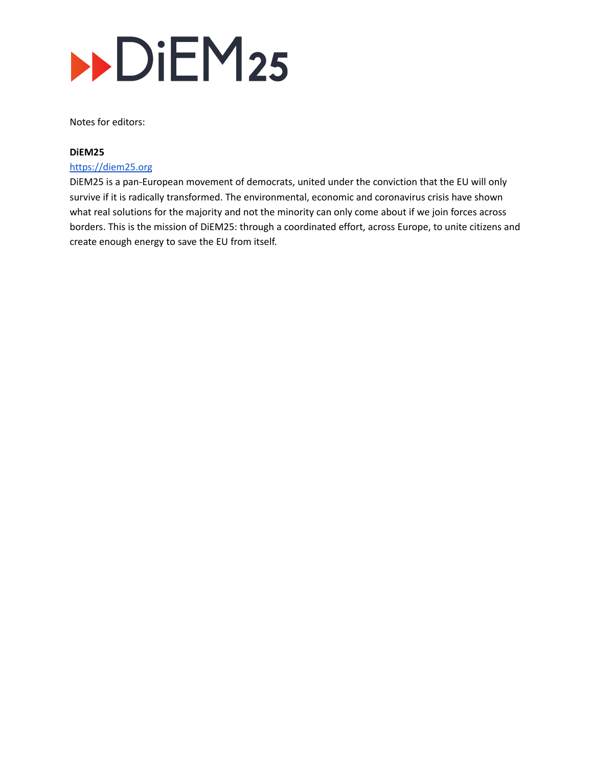Notes for editors:

**DiEM25**

https://diem25.org

DiEM25 is a pan-European movement of democrats, united under the conviction that the EU will only survive if it is radically transformed. The environmental, economic and coronavirus crisis have shown what real solutions for the majority and not the minority can only come about if we join forces across borders. This is the mission of DiEM25: through a coordinated effort, across Europe, to unite citizens and create enough energy to save the EU from itself.